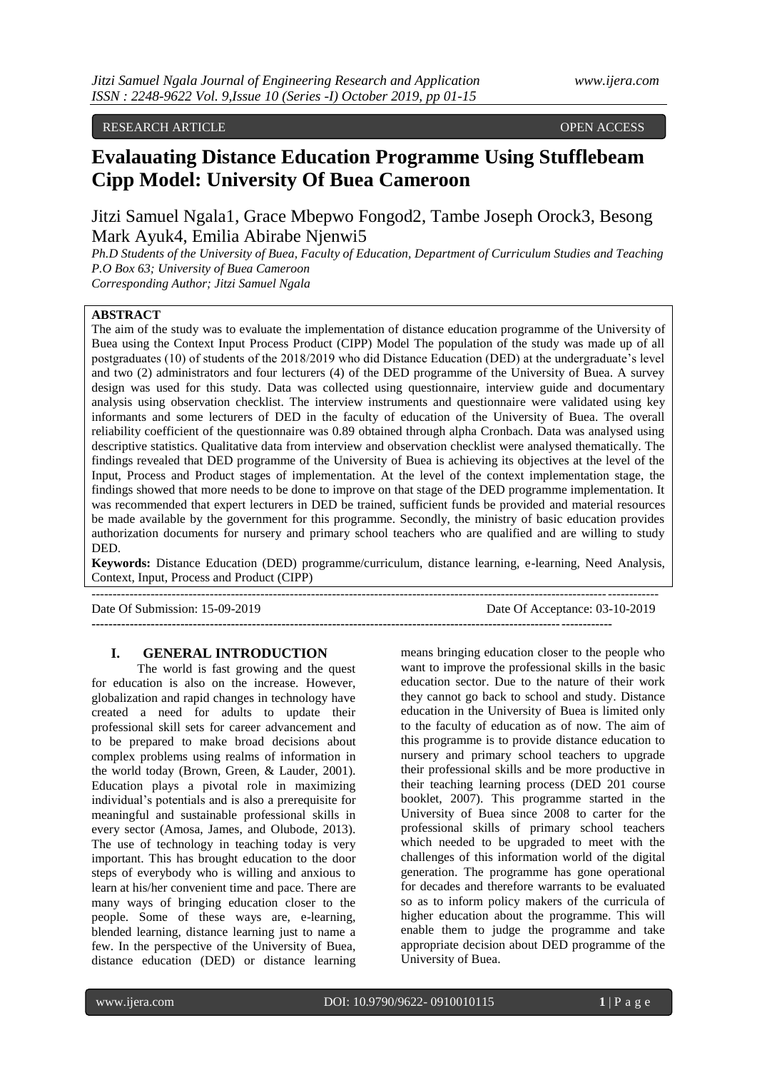RESEARCH ARTICLE OPEN ACCESS

# Evalauating Distance Education Programme Using Stufflebeam Cipp Model: University Of Buea Cameroon

Jitzi Samuel Ngala1, Grace Mbepwo Fongod2, Tambe Joseph Orock3, Besong Mark Ayuk4, Emilia Abirabe Njenwi5

*Ph.D Students of the University of Buea, Faculty of Education, Department of Curriculum Studies and Teaching P.O Box 63; University of Buea Cameroon*
*Corresponding Author; Jitzi Samuel Ngala*

**ABSTRACT**

The aim of the study was to evaluate the implementation of distance education programme of the University of Buea using the Context Input Process Product (CIPP) Model The population of the study was made up of all postgraduates (10) of students of the 2018/2019 who did Distance Education (DED) at the undergraduate's level and two (2) administrators and four lecturers (4) of the DED programme of the University of Buea. A survey design was used for this study. Data was collected using questionnaire, interview guide and documentary analysis using observation checklist. The interview instruments and questionnaire were validated using key informants and some lecturers of DED in the faculty of education of the University of Buea. The overall reliability coefficient of the questionnaire was 0.89 obtained through alpha Cronbach. Data was analysed using descriptive statistics. Qualitative data from interview and observation checklist were analysed thematically. The findings revealed that DED programme of the University of Buea is achieving its objectives at the level of the Input, Process and Product stages of implementation. At the level of the context implementation stage, the findings showed that more needs to be done to improve on that stage of the DED programme implementation. It was recommended that expert lecturers in DED be trained, sufficient funds be provided and material resources be made available by the government for this programme. Secondly, the ministry of basic education provides authorization documents for nursery and primary school teachers who are qualified and are willing to study DED.

**Keywords:** Distance Education (DED) programme/curriculum, distance learning, e-learning, Need Analysis, Context, Input, Process and Product (CIPP)

Date Of Submission: 15-09-2019 Date Of Acceptance: 03-10-2019

## I. GENERAL INTRODUCTION

The world is fast growing and the quest for education is also on the increase. However, globalization and rapid changes in technology have created a need for adults to update their professional skill sets for career advancement and to be prepared to make broad decisions about complex problems using realms of information in the world today (Brown, Green, & Lauder, 2001). Education plays a pivotal role in maximizing individual's potentials and is also a prerequisite for meaningful and sustainable professional skills in every sector (Amosa, James, and Olubode, 2013). The use of technology in teaching today is very important. This has brought education to the door steps of everybody who is willing and anxious to learn at his/her convenient time and pace. There are many ways of bringing education closer to the people. Some of these ways are, e-learning, blended learning, distance learning just to name a few. In the perspective of the University of Buea, distance education (DED) or distance learning means bringing education closer to the people who want to improve the professional skills in the basic education sector. Due to the nature of their work they cannot go back to school and study. Distance education in the University of Buea is limited only to the faculty of education as of now. The aim of this programme is to provide distance education to nursery and primary school teachers to upgrade their professional skills and be more productive in their teaching learning process (DED 201 course booklet, 2007). This programme started in the University of Buea since 2008 to carter for the professional skills of primary school teachers which needed to be upgraded to meet with the challenges of this information world of the digital generation. The programme has gone operational for decades and therefore warrants to be evaluated so as to inform policy makers of the curricula of higher education about the programme. This will enable them to judge the programme and take appropriate decision about DED programme of the University of Buea.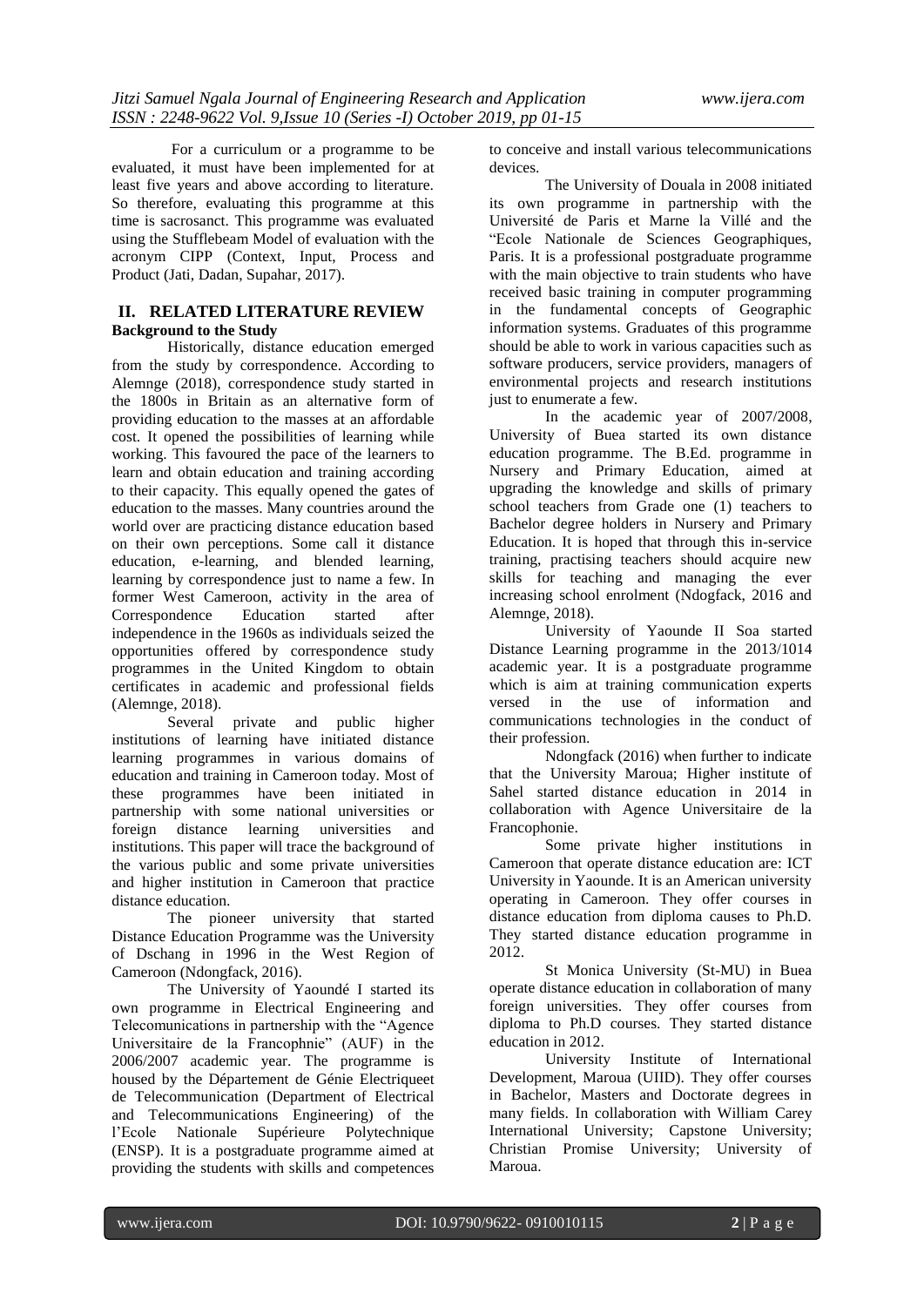For a curriculum or a programme to be evaluated, it must have been implemented for at least five years and above according to literature. So therefore, evaluating this programme at this time is sacrosanct. This programme was evaluated using the Stufflebeam Model of evaluation with the acronym CIPP (Context, Input, Process and Product (Jati, Dadan, Supahar, 2017).

## II. RELATED LITERATURE REVIEW

### Background to the Study

Historically, distance education emerged from the study by correspondence. According to Alemnge (2018), correspondence study started in the 1800s in Britain as an alternative form of providing education to the masses at an affordable cost. It opened the possibilities of learning while working. This favoured the pace of the learners to learn and obtain education and training according to their capacity. This equally opened the gates of education to the masses. Many countries around the world over are practicing distance education based on their own perceptions. Some call it distance education, e-learning, and blended learning, learning by correspondence just to name a few. In former West Cameroon, activity in the area of Correspondence Education started after independence in the 1960s as individuals seized the opportunities offered by correspondence study programmes in the United Kingdom to obtain certificates in academic and professional fields (Alemnge, 2018).

Several private and public higher institutions of learning have initiated distance learning programmes in various domains of education and training in Cameroon today. Most of these programmes have been initiated in partnership with some national universities or foreign distance learning universities and institutions. This paper will trace the background of the various public and some private universities and higher institution in Cameroon that practice distance education.

The pioneer university that started Distance Education Programme was the University of Dschang in 1996 in the West Region of Cameroon (Ndongfack, 2016).

The University of Yaoundé I started its own programme in Electrical Engineering and Telecomunications in partnership with the "Agence Universitaire de la Francophnie" (AUF) in the 2006/2007 academic year. The programme is housed by the Département de Génie Electriqueet de Telecommunication (Department of Electrical and Telecommunications Engineering) of the l'Ecole Nationale Supérieure Polytechnique (ENSP). It is a postgraduate programme aimed at providing the students with skills and competences to conceive and install various telecommunications devices.

The University of Douala in 2008 initiated its own programme in partnership with the Université de Paris et Marne la Villé and the "Ecole Nationale de Sciences Geographiques, Paris. It is a professional postgraduate programme with the main objective to train students who have received basic training in computer programming in the fundamental concepts of Geographic information systems. Graduates of this programme should be able to work in various capacities such as software producers, service providers, managers of environmental projects and research institutions just to enumerate a few.

In the academic year of 2007/2008, University of Buea started its own distance education programme. The B.Ed. programme in Nursery and Primary Education, aimed at upgrading the knowledge and skills of primary school teachers from Grade one (1) teachers to Bachelor degree holders in Nursery and Primary Education. It is hoped that through this in-service training, practising teachers should acquire new skills for teaching and managing the ever increasing school enrolment (Ndogfack, 2016 and Alemnge, 2018).

University of Yaounde II Soa started Distance Learning programme in the 2013/1014 academic year. It is a postgraduate programme which is aim at training communication experts versed in the use of information and communications technologies in the conduct of their profession.

Ndongfack (2016) when further to indicate that the University Maroua; Higher institute of Sahel started distance education in 2014 in collaboration with Agence Universitaire de la Francophonie.

Some private higher institutions in Cameroon that operate distance education are: ICT University in Yaounde. It is an American university operating in Cameroon. They offer courses in distance education from diploma causes to Ph.D. They started distance education programme in 2012.

St Monica University (St-MU) in Buea operate distance education in collaboration of many foreign universities. They offer courses from diploma to Ph.D courses. They started distance education in 2012.

University Institute of International Development, Maroua (UIID). They offer courses in Bachelor, Masters and Doctorate degrees in many fields. In collaboration with William Carey International University; Capstone University; Christian Promise University; University of Maroua.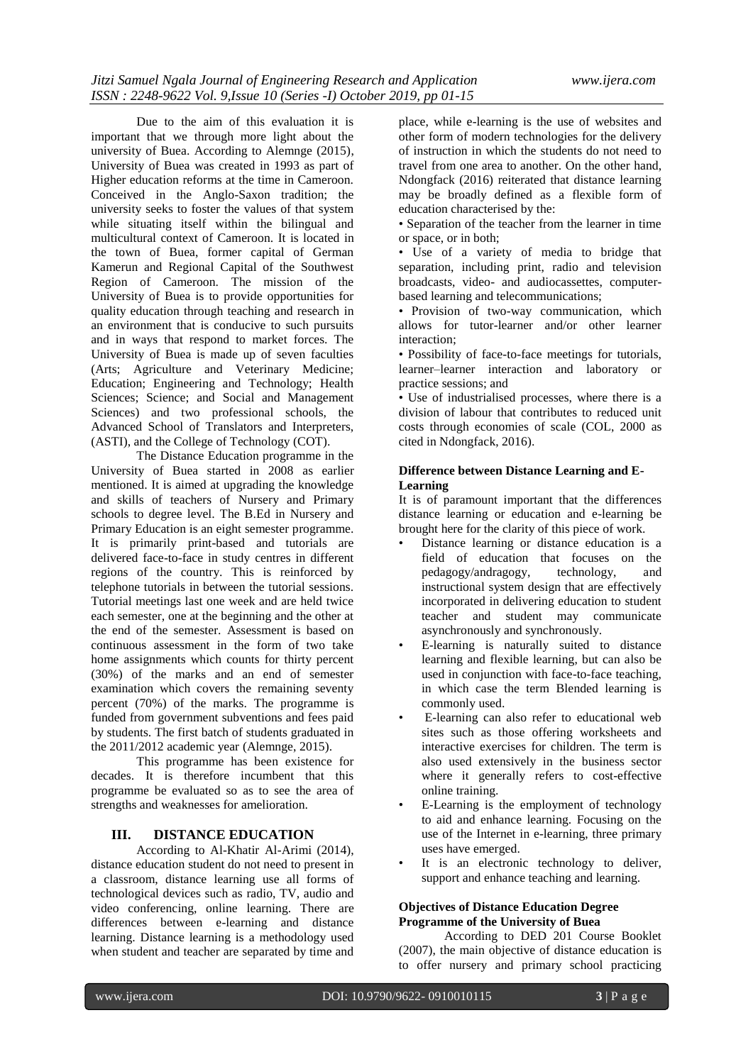Due to the aim of this evaluation it is important that we through more light about the university of Buea. According to Alemnge (2015), University of Buea was created in 1993 as part of Higher education reforms at the time in Cameroon. Conceived in the Anglo-Saxon tradition; the university seeks to foster the values of that system while situating itself within the bilingual and multicultural context of Cameroon. It is located in the town of Buea, former capital of German Kamerun and Regional Capital of the Southwest Region of Cameroon. The mission of the University of Buea is to provide opportunities for quality education through teaching and research in an environment that is conducive to such pursuits and in ways that respond to market forces. The University of Buea is made up of seven faculties (Arts; Agriculture and Veterinary Medicine; Education; Engineering and Technology; Health Sciences; Science; and Social and Management Sciences) and two professional schools, the Advanced School of Translators and Interpreters, (ASTI), and the College of Technology (COT).

The Distance Education programme in the University of Buea started in 2008 as earlier mentioned. It is aimed at upgrading the knowledge and skills of teachers of Nursery and Primary schools to degree level. The B.Ed in Nursery and Primary Education is an eight semester programme. It is primarily print-based and tutorials are delivered face-to-face in study centres in different regions of the country. This is reinforced by telephone tutorials in between the tutorial sessions. Tutorial meetings last one week and are held twice each semester, one at the beginning and the other at the end of the semester. Assessment is based on continuous assessment in the form of two take home assignments which counts for thirty percent (30%) of the marks and an end of semester examination which covers the remaining seventy percent (70%) of the marks. The programme is funded from government subventions and fees paid by students. The first batch of students graduated in the 2011/2012 academic year (Alemnge, 2015).

This programme has been existence for decades. It is therefore incumbent that this programme be evaluated so as to see the area of strengths and weaknesses for amelioration.

## III. DISTANCE EDUCATION

According to Al-Khatir Al-Arimi (2014), distance education student do not need to present in a classroom, distance learning use all forms of technological devices such as radio, TV, audio and video conferencing, online learning. There are differences between e-learning and distance learning. Distance learning is a methodology used when student and teacher are separated by time and place, while e-learning is the use of websites and other form of modern technologies for the delivery of instruction in which the students do not need to travel from one area to another. On the other hand, Ndongfack (2016) reiterated that distance learning may be broadly defined as a flexible form of education characterised by the:

- Separation of the teacher from the learner in time or space, or in both;
- Use of a variety of media to bridge that separation, including print, radio and television broadcasts, video- and audiocassettes, computer-based learning and telecommunications;
- Provision of two-way communication, which allows for tutor-learner and/or other learner interaction;
- Possibility of face-to-face meetings for tutorials, learner–learner interaction and laboratory or practice sessions; and
- Use of industrialised processes, where there is a division of labour that contributes to reduced unit costs through economies of scale (COL, 2000 as cited in Ndongfack, 2016).

### Difference between Distance Learning and E-Learning

It is of paramount important that the differences distance learning or education and e-learning be brought here for the clarity of this piece of work.

- Distance learning or distance education is a field of education that focuses on the pedagogy/andragogy, technology, and instructional system design that are effectively incorporated in delivering education to student teacher and student may communicate asynchronously and synchronously.
- E-learning is naturally suited to distance learning and flexible learning, but can also be used in conjunction with face-to-face teaching, in which case the term Blended learning is commonly used.
- E-learning can also refer to educational web sites such as those offering worksheets and interactive exercises for children. The term is also used extensively in the business sector where it generally refers to cost-effective online training.
- E-Learning is the employment of technology to aid and enhance learning. Focusing on the use of the Internet in e-learning, three primary uses have emerged.
- It is an electronic technology to deliver, support and enhance teaching and learning.

### Objectives of Distance Education Degree Programme of the University of Buea

According to DED 201 Course Booklet (2007), the main objective of distance education is to offer nursery and primary school practicing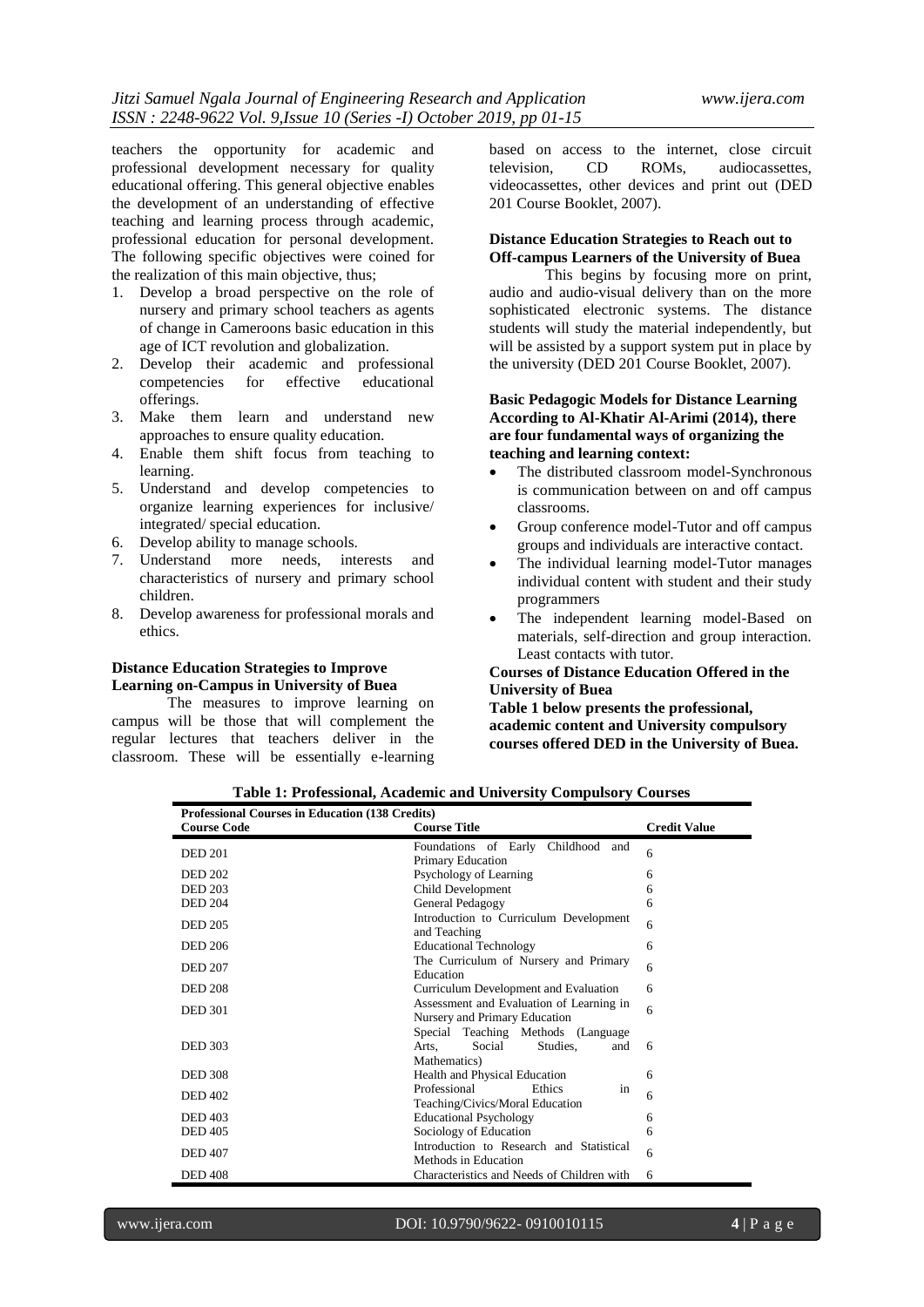teachers the opportunity for academic and professional development necessary for quality educational offering. This general objective enables the development of an understanding of effective teaching and learning process through academic, professional education for personal development. The following specific objectives were coined for the realization of this main objective, thus;

1. Develop a broad perspective on the role of nursery and primary school teachers as agents of change in Cameroons basic education in this age of ICT revolution and globalization.
2. Develop their academic and professional competencies for effective educational offerings.
3. Make them learn and understand new approaches to ensure quality education.
4. Enable them shift focus from teaching to learning.
5. Understand and develop competencies to organize learning experiences for inclusive/ integrated/ special education.
6. Develop ability to manage schools.
7. Understand more needs, interests and characteristics of nursery and primary school children.
8. Develop awareness for professional morals and ethics.

**Distance Education Strategies to Improve Learning on-Campus in University of Buea**

The measures to improve learning on campus will be those that will complement the regular lectures that teachers deliver in the classroom. These will be essentially e-learning based on access to the internet, close circuit television, CD ROMs, audiocassettes, videocassettes, other devices and print out (DED 201 Course Booklet, 2007).

**Distance Education Strategies to Reach out to Off-campus Learners of the University of Buea**

This begins by focusing more on print, audio and audio-visual delivery than on the more sophisticated electronic systems. The distance students will study the material independently, but will be assisted by a support system put in place by the university (DED 201 Course Booklet, 2007).

**Basic Pedagogic Models for Distance Learning According to Al-Khatir Al-Arimi (2014), there are four fundamental ways of organizing the teaching and learning context:**

- The distributed classroom model-Synchronous is communication between on and off campus classrooms.
- Group conference model-Tutor and off campus groups and individuals are interactive contact.
- The individual learning model-Tutor manages individual content with student and their study programmers
- The independent learning model-Based on materials, self-direction and group interaction. Least contacts with tutor.

**Courses of Distance Education Offered in the University of Buea**

**Table 1 below presents the professional, academic content and University compulsory courses offered DED in the University of Buea.**

**Table 1: Professional, Academic and University Compulsory Courses**

| Professional Courses in Education (138 Credits) | | |
|---|---|---|
| **Course Code** | **Course Title** | **Credit Value** |
| DED 201 | Foundations of Early Childhood and Primary Education | 6 |
| DED 202 | Psychology of Learning | 6 |
| DED 203 | Child Development | 6 |
| DED 204 | General Pedagogy | 6 |
| DED 205 | Introduction to Curriculum Development and Teaching | 6 |
| DED 206 | Educational Technology | 6 |
| DED 207 | The Curriculum of Nursery and Primary Education | 6 |
| DED 208 | Curriculum Development and Evaluation | 6 |
| DED 301 | Assessment and Evaluation of Learning in Nursery and Primary Education | 6 |
| DED 303 | Special Teaching Methods (Language Arts, Social Studies, and Mathematics) | 6 |
| DED 308 | Health and Physical Education | 6 |
| DED 402 | Professional Ethics in Teaching/Civics/Moral Education | 6 |
| DED 403 | Educational Psychology | 6 |
| DED 405 | Sociology of Education | 6 |
| DED 407 | Introduction to Research and Statistical Methods in Education | 6 |
| DED 408 | Characteristics and Needs of Children with | 6 |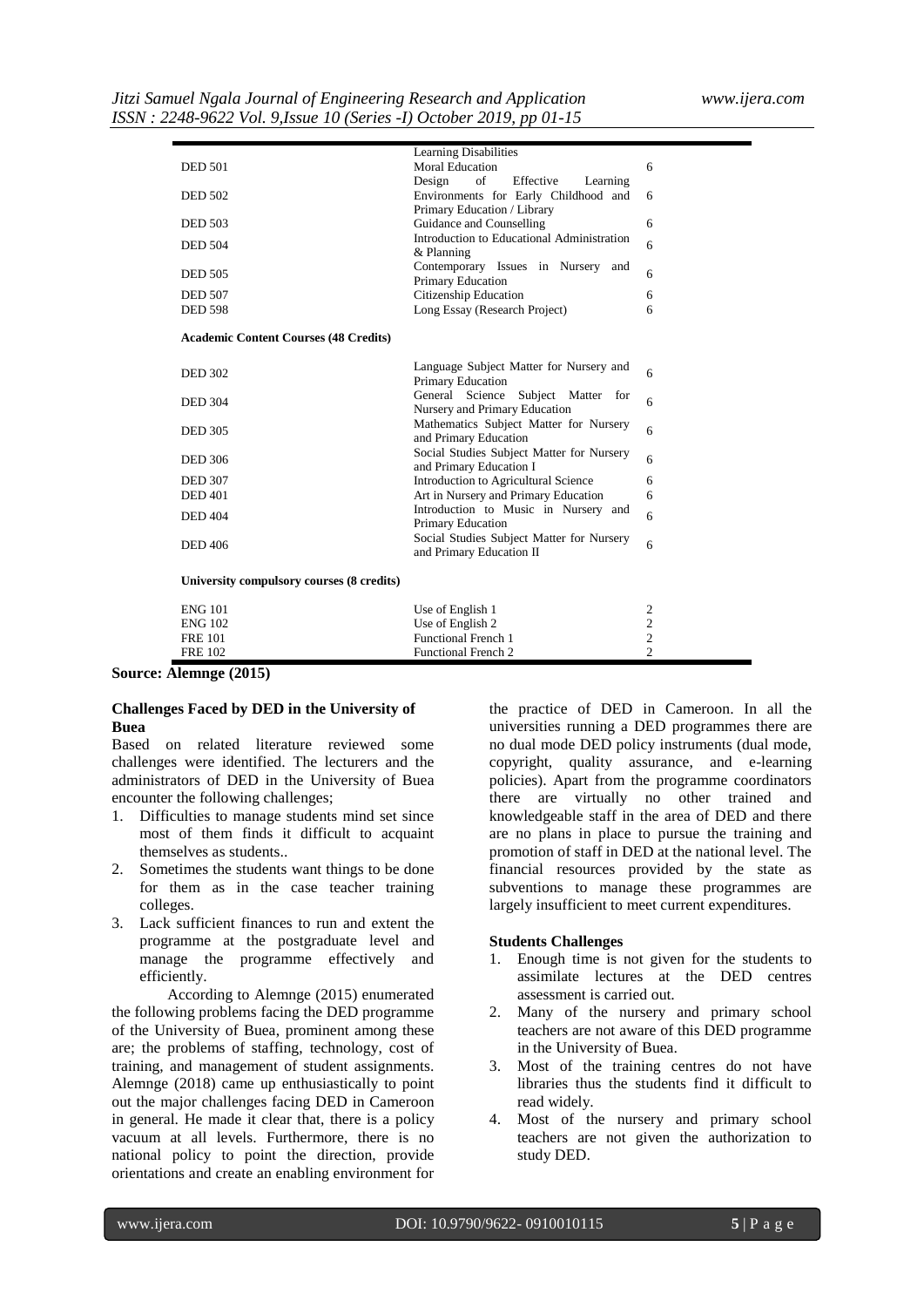| | | |
|---|---|---|
| | Learning Disabilities | |
| DED 501 | Moral Education | 6 |
| DED 502 | Design of Effective Learning Environments for Early Childhood and Primary Education / Library | 6 |
| DED 503 | Guidance and Counselling | 6 |
| DED 504 | Introduction to Educational Administration & Planning | 6 |
| DED 505 | Contemporary Issues in Nursery and Primary Education | 6 |
| DED 507 | Citizenship Education | 6 |
| DED 598 | Long Essay (Research Project) | 6 |
| **Academic Content Courses (48 Credits)** | | |
| DED 302 | Language Subject Matter for Nursery and Primary Education | 6 |
| DED 304 | General Science Subject Matter for Nursery and Primary Education | 6 |
| DED 305 | Mathematics Subject Matter for Nursery and Primary Education | 6 |
| DED 306 | Social Studies Subject Matter for Nursery and Primary Education I | 6 |
| DED 307 | Introduction to Agricultural Science | 6 |
| DED 401 | Art in Nursery and Primary Education | 6 |
| DED 404 | Introduction to Music in Nursery and Primary Education | 6 |
| DED 406 | Social Studies Subject Matter for Nursery and Primary Education II | 6 |
| **University compulsory courses (8 credits)** | | |
| ENG 101 | Use of English 1 | 2 |
| ENG 102 | Use of English 2 | 2 |
| FRE 101 | Functional French 1 | 2 |
| FRE 102 | Functional French 2 | 2 |

**Source: Alemnge (2015)**

**Challenges Faced by DED in the University of Buea**

Based on related literature reviewed some challenges were identified. The lecturers and the administrators of DED in the University of Buea encounter the following challenges;

1. Difficulties to manage students mind set since most of them finds it difficult to acquaint themselves as students..
2. Sometimes the students want things to be done for them as in the case teacher training colleges.
3. Lack sufficient finances to run and extent the programme at the postgraduate level and manage the programme effectively and efficiently.

According to Alemnge (2015) enumerated the following problems facing the DED programme of the University of Buea, prominent among these are; the problems of staffing, technology, cost of training, and management of student assignments. Alemnge (2018) came up enthusiastically to point out the major challenges facing DED in Cameroon in general. He made it clear that, there is a policy vacuum at all levels. Furthermore, there is no national policy to point the direction, provide orientations and create an enabling environment for the practice of DED in Cameroon. In all the universities running a DED programmes there are no dual mode DED policy instruments (dual mode, copyright, quality assurance, and e-learning policies). Apart from the programme coordinators there are virtually no other trained and knowledgeable staff in the area of DED and there are no plans in place to pursue the training and promotion of staff in DED at the national level. The financial resources provided by the state as subventions to manage these programmes are largely insufficient to meet current expenditures.

**Students Challenges**

1. Enough time is not given for the students to assimilate lectures at the DED centres assessment is carried out.
2. Many of the nursery and primary school teachers are not aware of this DED programme in the University of Buea.
3. Most of the training centres do not have libraries thus the students find it difficult to read widely.
4. Most of the nursery and primary school teachers are not given the authorization to study DED.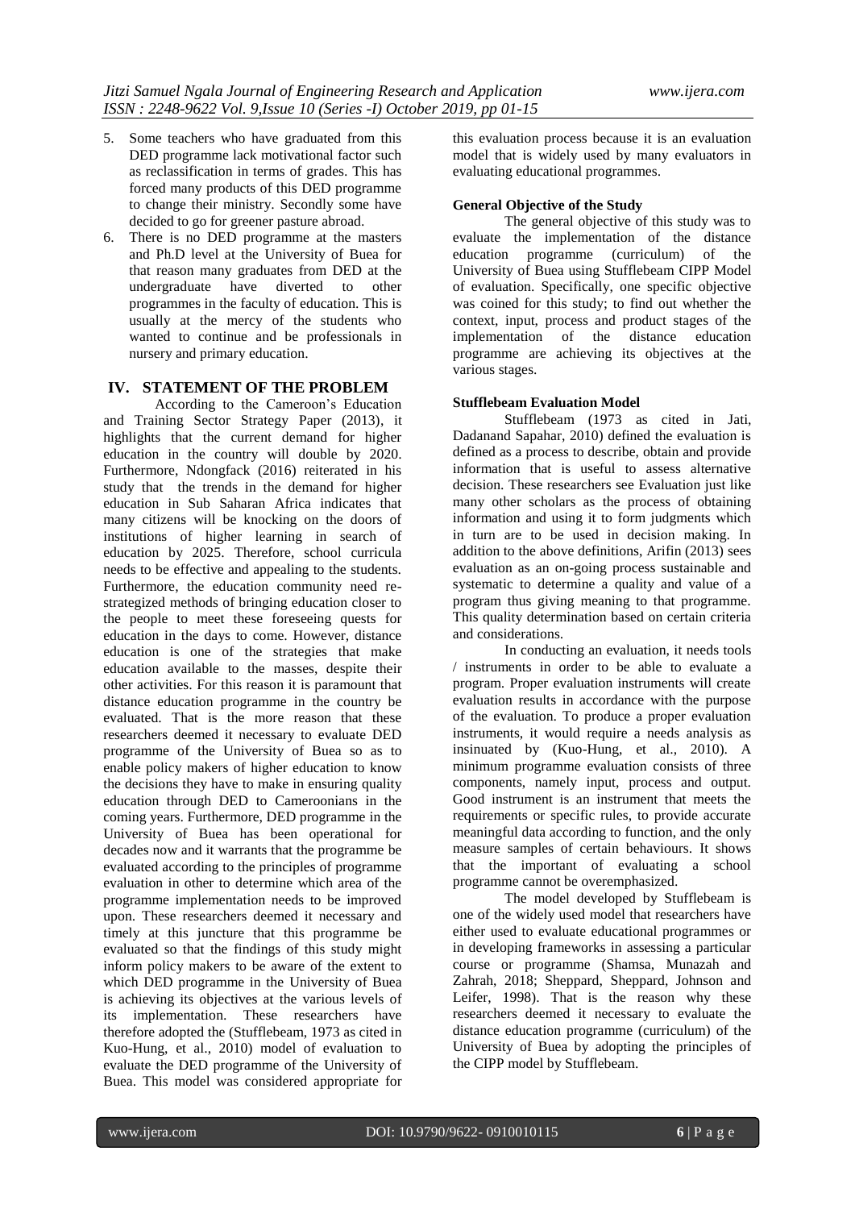5. Some teachers who have graduated from this DED programme lack motivational factor such as reclassification in terms of grades. This has forced many products of this DED programme to change their ministry. Secondly some have decided to go for greener pasture abroad.
6. There is no DED programme at the masters and Ph.D level at the University of Buea for that reason many graduates from DED at the undergraduate have diverted to other programmes in the faculty of education. This is usually at the mercy of the students who wanted to continue and be professionals in nursery and primary education.

## IV. STATEMENT OF THE PROBLEM

According to the Cameroon's Education and Training Sector Strategy Paper (2013), it highlights that the current demand for higher education in the country will double by 2020. Furthermore, Ndongfack (2016) reiterated in his study that the trends in the demand for higher education in Sub Saharan Africa indicates that many citizens will be knocking on the doors of institutions of higher learning in search of education by 2025. Therefore, school curricula needs to be effective and appealing to the students. Furthermore, the education community need re-strategized methods of bringing education closer to the people to meet these foreseeing quests for education in the days to come. However, distance education is one of the strategies that make education available to the masses, despite their other activities. For this reason it is paramount that distance education programme in the country be evaluated. That is the more reason that these researchers deemed it necessary to evaluate DED programme of the University of Buea so as to enable policy makers of higher education to know the decisions they have to make in ensuring quality education through DED to Cameroonians in the coming years. Furthermore, DED programme in the University of Buea has been operational for decades now and it warrants that the programme be evaluated according to the principles of programme evaluation in other to determine which area of the programme implementation needs to be improved upon. These researchers deemed it necessary and timely at this juncture that this programme be evaluated so that the findings of this study might inform policy makers to be aware of the extent to which DED programme in the University of Buea is achieving its objectives at the various levels of its implementation. These researchers have therefore adopted the (Stufflebeam, 1973 as cited in Kuo-Hung, et al., 2010) model of evaluation to evaluate the DED programme of the University of Buea. This model was considered appropriate for this evaluation process because it is an evaluation model that is widely used by many evaluators in evaluating educational programmes.

**General Objective of the Study**

The general objective of this study was to evaluate the implementation of the distance education programme (curriculum) of the University of Buea using Stufflebeam CIPP Model of evaluation. Specifically, one specific objective was coined for this study; to find out whether the context, input, process and product stages of the implementation of the distance education programme are achieving its objectives at the various stages.

**Stufflebeam Evaluation Model**

Stufflebeam (1973 as cited in Jati, Dadanand Sapahar, 2010) defined the evaluation is defined as a process to describe, obtain and provide information that is useful to assess alternative decision. These researchers see Evaluation just like many other scholars as the process of obtaining information and using it to form judgments which in turn are to be used in decision making. In addition to the above definitions, Arifin (2013) sees evaluation as an on-going process sustainable and systematic to determine a quality and value of a program thus giving meaning to that programme. This quality determination based on certain criteria and considerations.

In conducting an evaluation, it needs tools / instruments in order to be able to evaluate a program. Proper evaluation instruments will create evaluation results in accordance with the purpose of the evaluation. To produce a proper evaluation instruments, it would require a needs analysis as insinuated by (Kuo-Hung, et al., 2010). A minimum programme evaluation consists of three components, namely input, process and output. Good instrument is an instrument that meets the requirements or specific rules, to provide accurate meaningful data according to function, and the only measure samples of certain behaviours. It shows that the important of evaluating a school programme cannot be overemphasized.

The model developed by Stufflebeam is one of the widely used model that researchers have either used to evaluate educational programmes or in developing frameworks in assessing a particular course or programme (Shamsa, Munazah and Zahrah, 2018; Sheppard, Sheppard, Johnson and Leifer, 1998). That is the reason why these researchers deemed it necessary to evaluate the distance education programme (curriculum) of the University of Buea by adopting the principles of the CIPP model by Stufflebeam.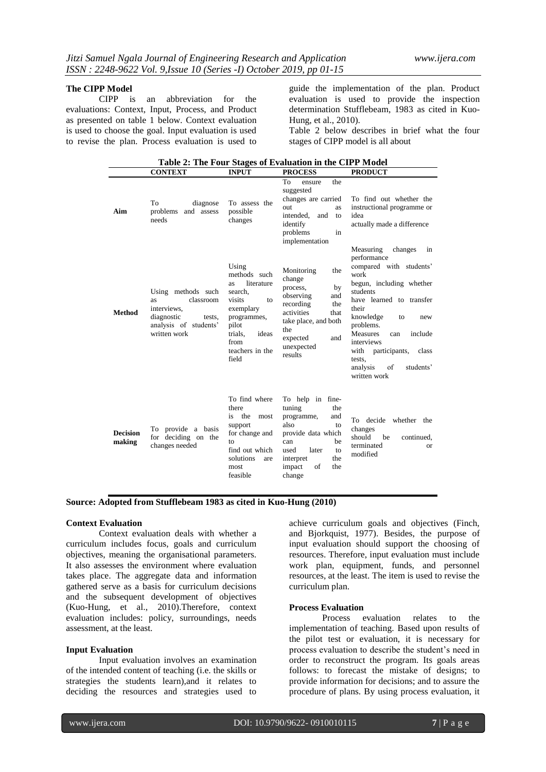### The CIPP Model

CIPP is an abbreviation for the evaluations: Context, Input, Process, and Product as presented on table 1 below. Context evaluation is used to choose the goal. Input evaluation is used to revise the plan. Process evaluation is used to guide the implementation of the plan. Product evaluation is used to provide the inspection determination Stufflebeam, 1983 as cited in Kuo-Hung, et al., 2010).

Table 2 below describes in brief what the four stages of CIPP model is all about

**Table 2: The Four Stages of Evaluation in the CIPP Model**

| | CONTEXT | INPUT | PROCESS | PRODUCT |
|---|---|---|---|---|
| **Aim** | To diagnose problems and assess needs | To assess the possible changes | To ensure the suggested changes are carried out as intended, and to identify problems in implementation | To find out whether the instructional programme or idea actually made a difference |
| **Method** | Using methods such as classroom interviews, diagnostic tests, analysis of students' written work | Using methods such as literature search, visits to exemplary programmes, pilot trials, ideas from teachers in the field | Monitoring the change process, by observing and recording the activities that take place, and both the expected and unexpected results | Measuring changes in performance compared with students' work begun, including whether students have learned to transfer their knowledge to new problems. Measures can include interviews with participants, class tests, analysis of students' written work |
| **Decision making** | To provide a basis for deciding on the changes needed | To find where there is the most support for change and to find out which solutions are most feasible | To help in fine-tuning the programme, and also to provide data which can be used later to interpret the impact of the change | To decide whether the changes should be continued, terminated or modified |

**Source: Adopted from Stufflebeam 1983 as cited in Kuo-Hung (2010)**

### Context Evaluation

Context evaluation deals with whether a curriculum includes focus, goals and curriculum objectives, meaning the organisational parameters. It also assesses the environment where evaluation takes place. The aggregate data and information gathered serve as a basis for curriculum decisions and the subsequent development of objectives (Kuo-Hung, et al., 2010).Therefore, context evaluation includes: policy, surroundings, needs assessment, at the least.

### Input Evaluation

Input evaluation involves an examination of the intended content of teaching (i.e. the skills or strategies the students learn),and it relates to deciding the resources and strategies used to achieve curriculum goals and objectives (Finch, and Bjorkquist, 1977). Besides, the purpose of input evaluation should support the choosing of resources. Therefore, input evaluation must include work plan, equipment, funds, and personnel resources, at the least. The item is used to revise the curriculum plan.

### Process Evaluation

Process evaluation relates to the implementation of teaching. Based upon results of the pilot test or evaluation, it is necessary for process evaluation to describe the student's need in order to reconstruct the program. Its goals areas follows: to forecast the mistake of designs; to provide information for decisions; and to assure the procedure of plans. By using process evaluation, it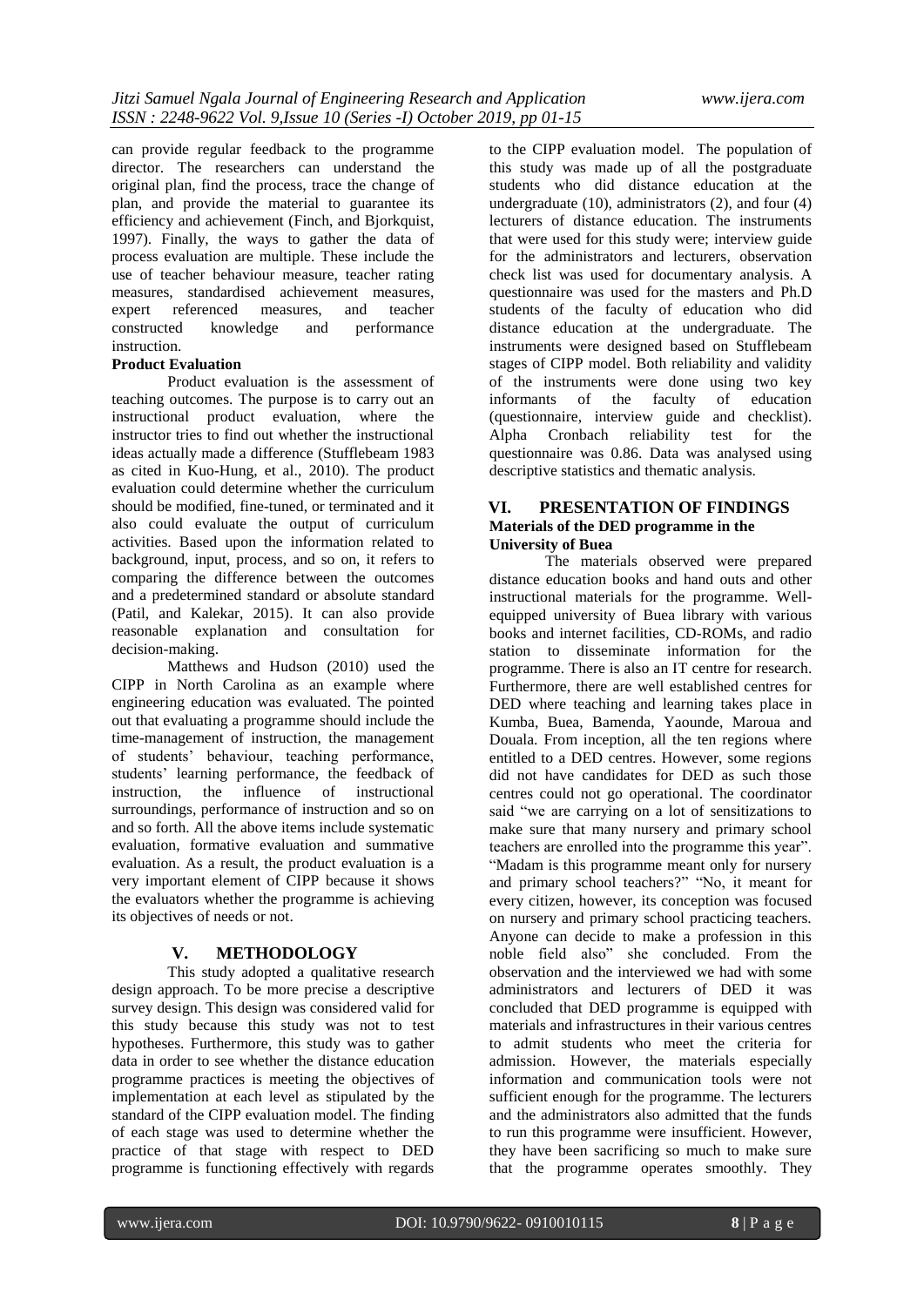can provide regular feedback to the programme director. The researchers can understand the original plan, find the process, trace the change of plan, and provide the material to guarantee its efficiency and achievement (Finch, and Bjorkquist, 1997). Finally, the ways to gather the data of process evaluation are multiple. These include the use of teacher behaviour measure, teacher rating measures, standardised achievement measures, expert referenced measures, and teacher constructed knowledge and performance instruction.

**Product Evaluation**

Product evaluation is the assessment of teaching outcomes. The purpose is to carry out an instructional product evaluation, where the instructor tries to find out whether the instructional ideas actually made a difference (Stufflebeam 1983 as cited in Kuo-Hung, et al., 2010). The product evaluation could determine whether the curriculum should be modified, fine-tuned, or terminated and it also could evaluate the output of curriculum activities. Based upon the information related to background, input, process, and so on, it refers to comparing the difference between the outcomes and a predetermined standard or absolute standard (Patil, and Kalekar, 2015). It can also provide reasonable explanation and consultation for decision-making.

Matthews and Hudson (2010) used the CIPP in North Carolina as an example where engineering education was evaluated. The pointed out that evaluating a programme should include the time-management of instruction, the management of students' behaviour, teaching performance, students' learning performance, the feedback of instruction, the influence of instructional surroundings, performance of instruction and so on and so forth. All the above items include systematic evaluation, formative evaluation and summative evaluation. As a result, the product evaluation is a very important element of CIPP because it shows the evaluators whether the programme is achieving its objectives of needs or not.

## V. METHODOLOGY

This study adopted a qualitative research design approach. To be more precise a descriptive survey design. This design was considered valid for this study because this study was not to test hypotheses. Furthermore, this study was to gather data in order to see whether the distance education programme practices is meeting the objectives of implementation at each level as stipulated by the standard of the CIPP evaluation model. The finding of each stage was used to determine whether the practice of that stage with respect to DED programme is functioning effectively with regards to the CIPP evaluation model. The population of this study was made up of all the postgraduate students who did distance education at the undergraduate (10), administrators (2), and four (4) lecturers of distance education. The instruments that were used for this study were; interview guide for the administrators and lecturers, observation check list was used for documentary analysis. A questionnaire was used for the masters and Ph.D students of the faculty of education who did distance education at the undergraduate. The instruments were designed based on Stufflebeam stages of CIPP model. Both reliability and validity of the instruments were done using two key informants of the faculty of education (questionnaire, interview guide and checklist). Alpha Cronbach reliability test for the questionnaire was 0.86. Data was analysed using descriptive statistics and thematic analysis.

## VI. PRESENTATION OF FINDINGS

**Materials of the DED programme in the University of Buea**

The materials observed were prepared distance education books and hand outs and other instructional materials for the programme. Well-equipped university of Buea library with various books and internet facilities, CD-ROMs, and radio station to disseminate information for the programme. There is also an IT centre for research. Furthermore, there are well established centres for DED where teaching and learning takes place in Kumba, Buea, Bamenda, Yaounde, Maroua and Douala. From inception, all the ten regions where entitled to a DED centres. However, some regions did not have candidates for DED as such those centres could not go operational. The coordinator said "we are carrying on a lot of sensitizations to make sure that many nursery and primary school teachers are enrolled into the programme this year". "Madam is this programme meant only for nursery and primary school teachers?" "No, it meant for every citizen, however, its conception was focused on nursery and primary school practicing teachers. Anyone can decide to make a profession in this noble field also" she concluded. From the observation and the interviewed we had with some administrators and lecturers of DED it was concluded that DED programme is equipped with materials and infrastructures in their various centres to admit students who meet the criteria for admission. However, the materials especially information and communication tools were not sufficient enough for the programme. The lecturers and the administrators also admitted that the funds to run this programme were insufficient. However, they have been sacrificing so much to make sure that the programme operates smoothly. They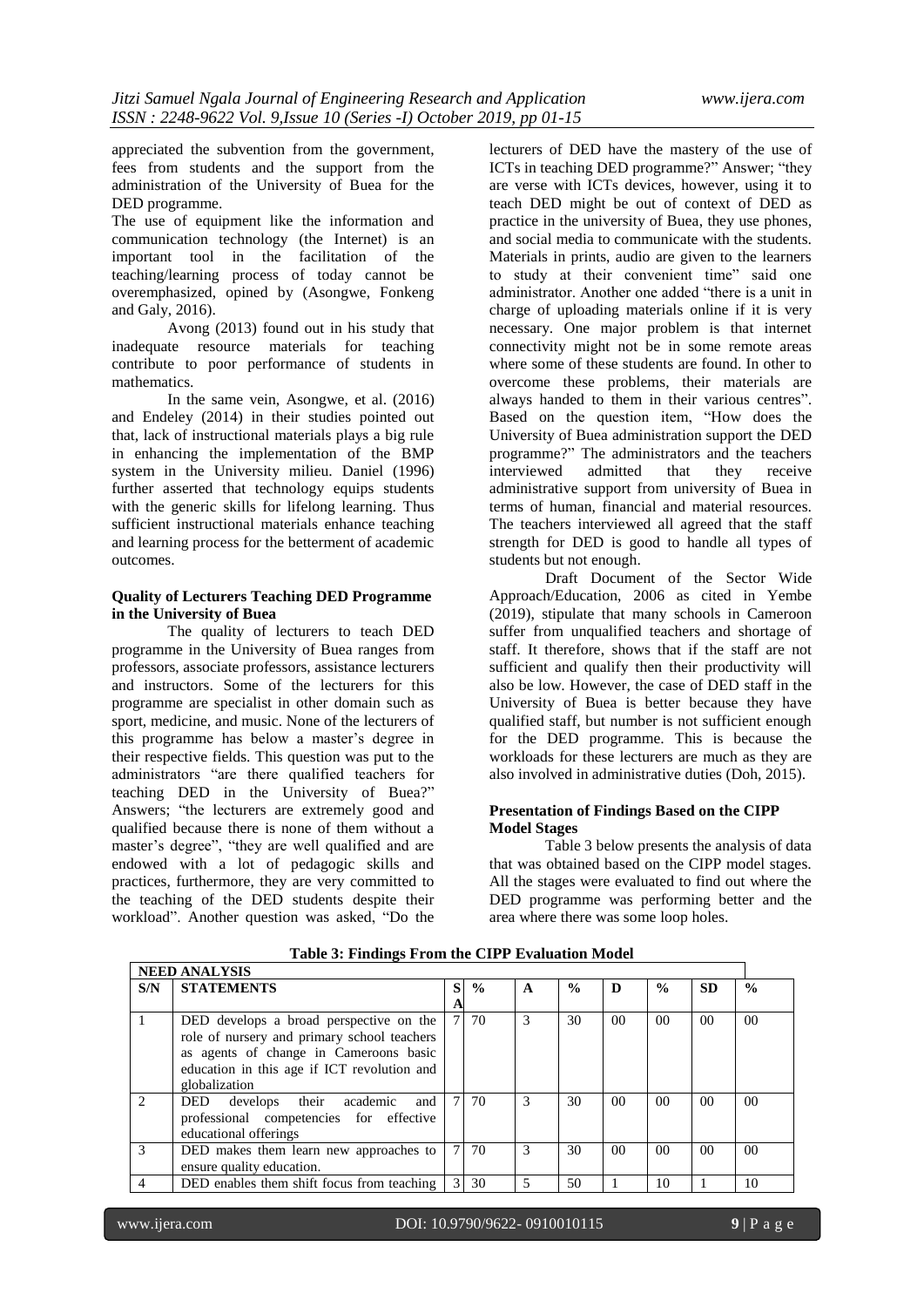appreciated the subvention from the government, fees from students and the support from the administration of the University of Buea for the DED programme.

The use of equipment like the information and communication technology (the Internet) is an important tool in the facilitation of the teaching/learning process of today cannot be overemphasized, opined by (Asongwe, Fonkeng and Galy, 2016).

Avong (2013) found out in his study that inadequate resource materials for teaching contribute to poor performance of students in mathematics.

In the same vein, Asongwe, et al. (2016) and Endeley (2014) in their studies pointed out that, lack of instructional materials plays a big rule in enhancing the implementation of the BMP system in the University milieu. Daniel (1996) further asserted that technology equips students with the generic skills for lifelong learning. Thus sufficient instructional materials enhance teaching and learning process for the betterment of academic outcomes.

**Quality of Lecturers Teaching DED Programme in the University of Buea**

The quality of lecturers to teach DED programme in the University of Buea ranges from professors, associate professors, assistance lecturers and instructors. Some of the lecturers for this programme are specialist in other domain such as sport, medicine, and music. None of the lecturers of this programme has below a master's degree in their respective fields. This question was put to the administrators "are there qualified teachers for teaching DED in the University of Buea?" Answers; "the lecturers are extremely good and qualified because there is none of them without a master's degree", "they are well qualified and are endowed with a lot of pedagogic skills and practices, furthermore, they are very committed to the teaching of the DED students despite their workload". Another question was asked, "Do the lecturers of DED have the mastery of the use of ICTs in teaching DED programme?" Answer; "they are verse with ICTs devices, however, using it to teach DED might be out of context of DED as practice in the university of Buea, they use phones, and social media to communicate with the students. Materials in prints, audio are given to the learners to study at their convenient time" said one administrator. Another one added "there is a unit in charge of uploading materials online if it is very necessary. One major problem is that internet connectivity might not be in some remote areas where some of these students are found. In other to overcome these problems, their materials are always handed to them in their various centres". Based on the question item, "How does the University of Buea administration support the DED programme?" The administrators and the teachers interviewed admitted that they receive administrative support from university of Buea in terms of human, financial and material resources. The teachers interviewed all agreed that the staff strength for DED is good to handle all types of students but not enough.

Draft Document of the Sector Wide Approach/Education, 2006 as cited in Yembe (2019), stipulate that many schools in Cameroon suffer from unqualified teachers and shortage of staff. It therefore, shows that if the staff are not sufficient and qualify then their productivity will also be low. However, the case of DED staff in the University of Buea is better because they have qualified staff, but number is not sufficient enough for the DED programme. This is because the workloads for these lecturers are much as they are also involved in administrative duties (Doh, 2015).

**Presentation of Findings Based on the CIPP Model Stages**

Table 3 below presents the analysis of data that was obtained based on the CIPP model stages. All the stages were evaluated to find out where the DED programme was performing better and the area where there was some loop holes.

**Table 3: Findings From the CIPP Evaluation Model**

| NEED ANALYSIS | | | | | | | | | |
|---|---|---|---|---|---|---|---|---|---|
| S/N | STATEMENTS | SA | % | A | % | D | % | SD | % |
| 1 | DED develops a broad perspective on the role of nursery and primary school teachers as agents of change in Cameroons basic education in this age if ICT revolution and globalization | 7 | 70 | 3 | 30 | 00 | 00 | 00 | 00 |
| 2 | DED develops their academic and professional competencies for effective educational offerings | 7 | 70 | 3 | 30 | 00 | 00 | 00 | 00 |
| 3 | DED makes them learn new approaches to ensure quality education. | 7 | 70 | 3 | 30 | 00 | 00 | 00 | 00 |
| 4 | DED enables them shift focus from teaching | 3 | 30 | 5 | 50 | 1 | 10 | 1 | 10 |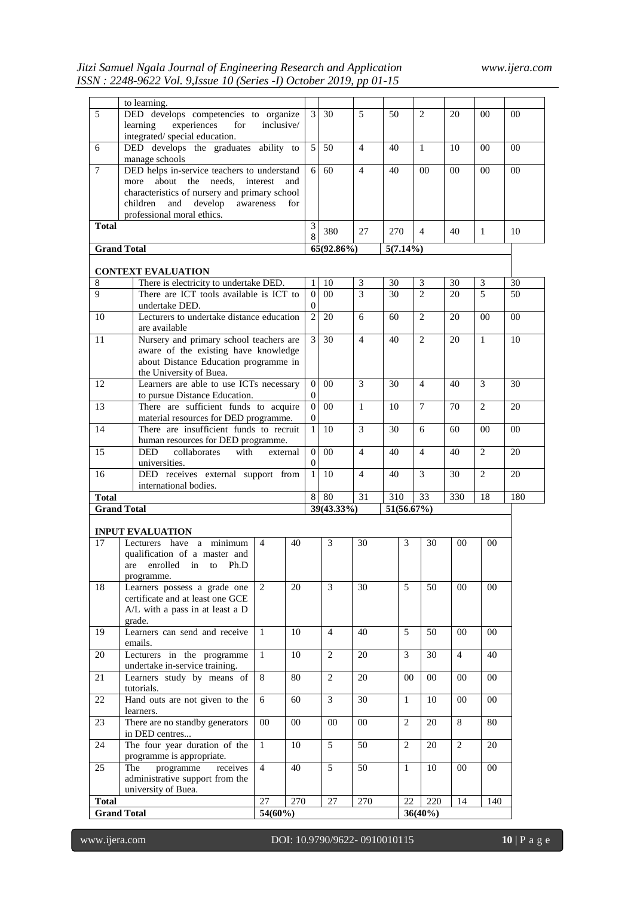|  | to learning. |  |  |  |  |  |  |  |  |
|---|---|---|---|---|---|---|---|---|---|
| 5 | DED develops competencies to organize learning experiences for inclusive/ integrated/ special education. | 3 | 30 | 5 | 50 | 2 | 20 | 00 | 00 |
| 6 | DED develops the graduates ability to manage schools | 5 | 50 | 4 | 40 | 1 | 10 | 00 | 00 |
| 7 | DED helps in-service teachers to understand more about the needs, interest and characteristics of nursery and primary school children and develop awareness for professional moral ethics. | 6 | 60 | 4 | 40 | 00 | 00 | 00 | 00 |
| **Total** |  | 38 | 380 | 27 | 270 | 4 | 40 | 1 | 10 |
| **Grand Total** |  | **65(92.86%)** |  |  |  | **5(7.14%)** |  |  |  |
|  | **CONTEXT EVALUATION** |  |  |  |  |  |  |  |  |
| 8 | There is electricity to undertake DED. | 1 | 10 | 3 | 30 | 3 | 30 | 3 | 30 |
| 9 | There are ICT tools available is ICT to undertake DED. | 00 | 00 | 3 | 30 | 2 | 20 | 5 | 50 |
| 10 | Lecturers to undertake distance education are available | 2 | 20 | 6 | 60 | 2 | 20 | 00 | 00 |
| 11 | Nursery and primary school teachers are aware of the existing have knowledge about Distance Education programme in the University of Buea. | 3 | 30 | 4 | 40 | 2 | 20 | 1 | 10 |
| 12 | Learners are able to use ICTs necessary to pursue Distance Education. | 00 | 00 | 3 | 30 | 4 | 40 | 3 | 30 |
| 13 | There are sufficient funds to acquire material resources for DED programme. | 00 | 00 | 1 | 10 | 7 | 70 | 2 | 20 |
| 14 | There are insufficient funds to recruit human resources for DED programme. | 1 | 10 | 3 | 30 | 6 | 60 | 00 | 00 |
| 15 | DED collaborates with external universities. | 00 | 00 | 4 | 40 | 4 | 40 | 2 | 20 |
| 16 | DED receives external support from international bodies. | 1 | 10 | 4 | 40 | 3 | 30 | 2 | 20 |
| **Total** |  | 8 | 80 | 31 | 310 | 33 | 330 | 18 | 180 |
| **Grand Total** |  | **39(43.33%)** |  |  |  | **51(56.67%)** |  |  |  |
|  | **INPUT EVALUATION** |  |  |  |  |  |  |  |  |
| 17 | Lecturers have a minimum qualification of a master and are enrolled in to Ph.D programme. | 4 | 40 | 3 | 30 | 3 | 30 | 00 | 00 |
| 18 | Learners possess a grade one certificate and at least one GCE A/L with a pass in at least a D grade. | 2 | 20 | 3 | 30 | 5 | 50 | 00 | 00 |
| 19 | Learners can send and receive emails. | 1 | 10 | 4 | 40 | 5 | 50 | 00 | 00 |
| 20 | Lecturers in the programme undertake in-service training. | 1 | 10 | 2 | 20 | 3 | 30 | 4 | 40 |
| 21 | Learners study by means of tutorials. | 8 | 80 | 2 | 20 | 00 | 00 | 00 | 00 |
| 22 | Hand outs are not given to the learners. | 6 | 60 | 3 | 30 | 1 | 10 | 00 | 00 |
| 23 | There are no standby generators in DED centres... | 00 | 00 | 00 | 00 | 2 | 20 | 8 | 80 |
| 24 | The four year duration of the programme is appropriate. | 1 | 10 | 5 | 50 | 2 | 20 | 2 | 20 |
| 25 | The programme receives administrative support from the university of Buea. | 4 | 40 | 5 | 50 | 1 | 10 | 00 | 00 |
| **Total** |  | 27 | 270 | 27 | 270 | 22 | 220 | 14 | 140 |
| **Grand Total** |  | **54(60%)** |  |  |  | **36(40%)** |  |  |  |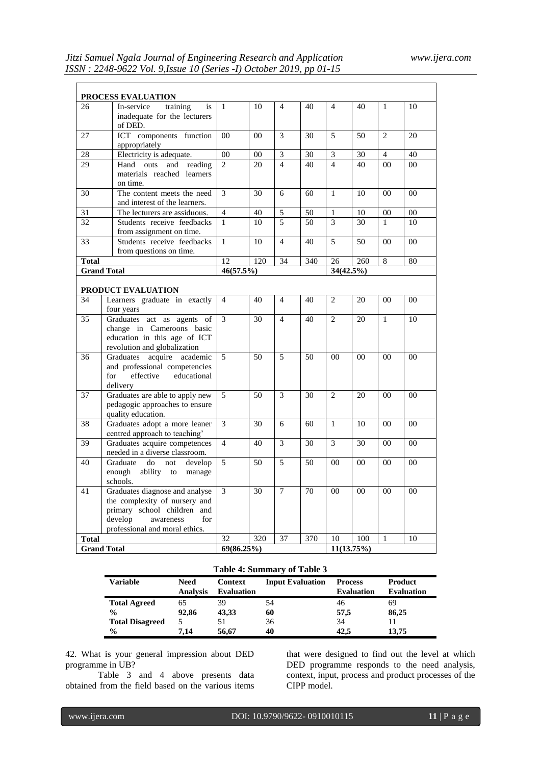| | | | | | | | | | |
|---|---|---|---|---|---|---|---|---|---|
| **PROCESS EVALUATION** | | | | | | | | | |
| 26 | In-service training is inadequate for the lecturers of DED. | 1 | 10 | 4 | 40 | 4 | 40 | 1 | 10 |
| 27 | ICT components function appropriately | 00 | 00 | 3 | 30 | 5 | 50 | 2 | 20 |
| 28 | Electricity is adequate. | 00 | 00 | 3 | 30 | 3 | 30 | 4 | 40 |
| 29 | Hand outs and reading materials reached learners on time. | 2 | 20 | 4 | 40 | 4 | 40 | 00 | 00 |
| 30 | The content meets the need and interest of the learners. | 3 | 30 | 6 | 60 | 1 | 10 | 00 | 00 |
| 31 | The lecturers are assiduous. | 4 | 40 | 5 | 50 | 1 | 10 | 00 | 00 |
| 32 | Students receive feedbacks from assignment on time. | 1 | 10 | 5 | 50 | 3 | 30 | 1 | 10 |
| 33 | Students receive feedbacks from questions on time. | 1 | 10 | 4 | 40 | 5 | 50 | 00 | 00 |
| **Total** | | 12 | 120 | 34 | 340 | 26 | 260 | 8 | 80 |
| **Grand Total** | | **46(57.5%)** | | | | **34(42.5%)** | | | |
| **PRODUCT EVALUATION** | | | | | | | | | |
| 34 | Learners graduate in exactly four years | 4 | 40 | 4 | 40 | 2 | 20 | 00 | 00 |
| 35 | Graduates act as agents of change in Cameroons basic education in this age of ICT revolution and globalization | 3 | 30 | 4 | 40 | 2 | 20 | 1 | 10 |
| 36 | Graduates acquire academic and professional competencies for effective educational delivery | 5 | 50 | 5 | 50 | 00 | 00 | 00 | 00 |
| 37 | Graduates are able to apply new pedagogic approaches to ensure quality education. | 5 | 50 | 3 | 30 | 2 | 20 | 00 | 00 |
| 38 | Graduates adopt a more leaner centred approach to teaching' | 3 | 30 | 6 | 60 | 1 | 10 | 00 | 00 |
| 39 | Graduates acquire competences needed in a diverse classroom. | 4 | 40 | 3 | 30 | 3 | 30 | 00 | 00 |
| 40 | Graduate do not develop enough ability to manage schools. | 5 | 50 | 5 | 50 | 00 | 00 | 00 | 00 |
| 41 | Graduates diagnose and analyse the complexity of nursery and primary school children and develop awareness for professional and moral ethics. | 3 | 30 | 7 | 70 | 00 | 00 | 00 | 00 |
| **Total** | | 32 | 320 | 37 | 370 | 10 | 100 | 1 | 10 |
| **Grand Total** | | **69(86.25%)** | | | | **11(13.75%)** | | | |

**Table 4: Summary of Table 3**

| Variable | Need Analysis | Context Evaluation | Input Evaluation | Process Evaluation | Product Evaluation |
|---|---|---|---|---|---|
| **Total Agreed** | 65 | 39 | 54 | 46 | 69 |
| **%** | **92,86** | **43,33** | **60** | **57,5** | **86,25** |
| **Total Disagreed** | 5 | 51 | 36 | 34 | 11 |
| **%** | **7,14** | **56,67** | **40** | **42,5** | **13,75** |

42. What is your general impression about DED programme in UB?

Table 3 and 4 above presents data obtained from the field based on the various items that were designed to find out the level at which DED programme responds to the need analysis, context, input, process and product processes of the CIPP model.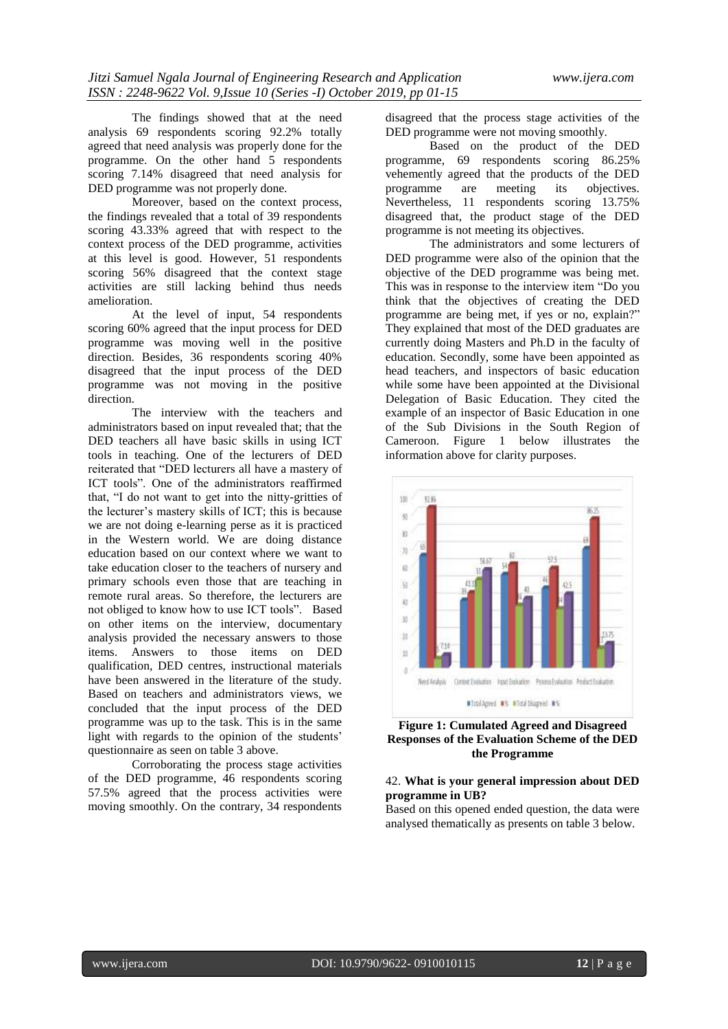The findings showed that at the need analysis 69 respondents scoring 92.2% totally agreed that need analysis was properly done for the programme. On the other hand 5 respondents scoring 7.14% disagreed that need analysis for DED programme was not properly done.

Moreover, based on the context process, the findings revealed that a total of 39 respondents scoring 43.33% agreed that with respect to the context process of the DED programme, activities at this level is good. However, 51 respondents scoring 56% disagreed that the context stage activities are still lacking behind thus needs amelioration.

At the level of input, 54 respondents scoring 60% agreed that the input process for DED programme was moving well in the positive direction. Besides, 36 respondents scoring 40% disagreed that the input process of the DED programme was not moving in the positive direction.

The interview with the teachers and administrators based on input revealed that; that the DED teachers all have basic skills in using ICT tools in teaching. One of the lecturers of DED reiterated that "DED lecturers all have a mastery of ICT tools". One of the administrators reaffirmed that, "I do not want to get into the nitty-gritties of the lecturer's mastery skills of ICT; this is because we are not doing e-learning perse as it is practiced in the Western world. We are doing distance education based on our context where we want to take education closer to the teachers of nursery and primary schools even those that are teaching in remote rural areas. So therefore, the lecturers are not obliged to know how to use ICT tools". Based on other items on the interview, documentary analysis provided the necessary answers to those items. Answers to those items on DED qualification, DED centres, instructional materials have been answered in the literature of the study. Based on teachers and administrators views, we concluded that the input process of the DED programme was up to the task. This is in the same light with regards to the opinion of the students' questionnaire as seen on table 3 above.

Corroborating the process stage activities of the DED programme, 46 respondents scoring 57.5% agreed that the process activities were moving smoothly. On the contrary, 34 respondents disagreed that the process stage activities of the DED programme were not moving smoothly.

Based on the product of the DED programme, 69 respondents scoring 86.25% vehemently agreed that the products of the DED programme are meeting its objectives. Nevertheless, 11 respondents scoring 13.75% disagreed that, the product stage of the DED programme is not meeting its objectives.

The administrators and some lecturers of DED programme were also of the opinion that the objective of the DED programme was being met. This was in response to the interview item "Do you think that the objectives of creating the DED programme are being met, if yes or no, explain?" They explained that most of the DED graduates are currently doing Masters and Ph.D in the faculty of education. Secondly, some have been appointed as head teachers, and inspectors of basic education while some have been appointed at the Divisional Delegation of Basic Education. They cited the example of an inspector of Basic Education in one of the Sub Divisions in the South Region of Cameroon. Figure 1 below illustrates the information above for clarity purposes.

**Figure 1: Cumulated Agreed and Disagreed Responses of the Evaluation Scheme of the DED the Programme**

42. **What is your general impression about DED programme in UB?**

Based on this opened ended question, the data were analysed thematically as presents on table 3 below.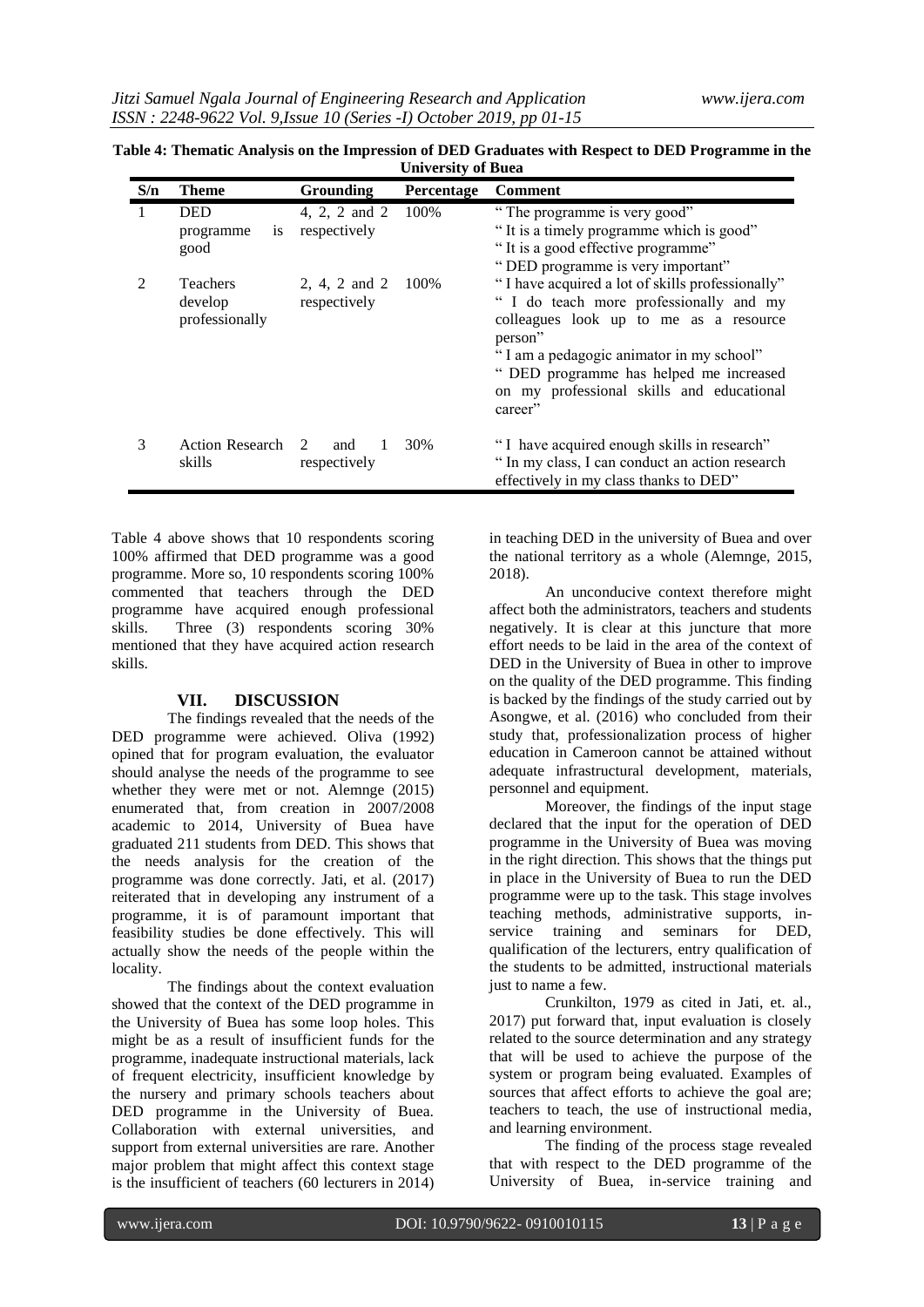**Table 4: Thematic Analysis on the Impression of DED Graduates with Respect to DED Programme in the University of Buea**

| S/n | Theme | Grounding | Percentage | Comment |
|---|---|---|---|---|
| 1 | DED programme is good | 4, 2, 2 and 2 respectively | 100% | " The programme is very good" " It is a timely programme which is good" " It is a good effective programme" " DED programme is very important" |
| 2 | Teachers develop professionally | 2, 4, 2 and 2 respectively | 100% | " I have acquired a lot of skills professionally" " I do teach more professionally and my colleagues look up to me as a resource person" " I am a pedagogic animator in my school" " DED programme has helped me increased on my professional skills and educational career" |
| 3 | Action Research skills | 2 and 1 respectively | 30% | " I have acquired enough skills in research" " In my class, I can conduct an action research effectively in my class thanks to DED" |

Table 4 above shows that 10 respondents scoring 100% affirmed that DED programme was a good programme. More so, 10 respondents scoring 100% commented that teachers through the DED programme have acquired enough professional skills. Three (3) respondents scoring 30% mentioned that they have acquired action research skills.

## VII. DISCUSSION

The findings revealed that the needs of the DED programme were achieved. Oliva (1992) opined that for program evaluation, the evaluator should analyse the needs of the programme to see whether they were met or not. Alemnge (2015) enumerated that, from creation in 2007/2008 academic to 2014, University of Buea have graduated 211 students from DED. This shows that the needs analysis for the creation of the programme was done correctly. Jati, et al. (2017) reiterated that in developing any instrument of a programme, it is of paramount important that feasibility studies be done effectively. This will actually show the needs of the people within the locality.

The findings about the context evaluation showed that the context of the DED programme in the University of Buea has some loop holes. This might be as a result of insufficient funds for the programme, inadequate instructional materials, lack of frequent electricity, insufficient knowledge by the nursery and primary schools teachers about DED programme in the University of Buea. Collaboration with external universities, and support from external universities are rare. Another major problem that might affect this context stage is the insufficient of teachers (60 lecturers in 2014) in teaching DED in the university of Buea and over the national territory as a whole (Alemnge, 2015, 2018).

An unconducive context therefore might affect both the administrators, teachers and students negatively. It is clear at this juncture that more effort needs to be laid in the area of the context of DED in the University of Buea in other to improve on the quality of the DED programme. This finding is backed by the findings of the study carried out by Asongwe, et al. (2016) who concluded from their study that, professionalization process of higher education in Cameroon cannot be attained without adequate infrastructural development, materials, personnel and equipment.

Moreover, the findings of the input stage declared that the input for the operation of DED programme in the University of Buea was moving in the right direction. This shows that the things put in place in the University of Buea to run the DED programme were up to the task. This stage involves teaching methods, administrative supports, in-service training and seminars for DED, qualification of the lecturers, entry qualification of the students to be admitted, instructional materials just to name a few.

Crunkilton, 1979 as cited in Jati, et. al., 2017) put forward that, input evaluation is closely related to the source determination and any strategy that will be used to achieve the purpose of the system or program being evaluated. Examples of sources that affect efforts to achieve the goal are; teachers to teach, the use of instructional media, and learning environment.

The finding of the process stage revealed that with respect to the DED programme of the University of Buea, in-service training and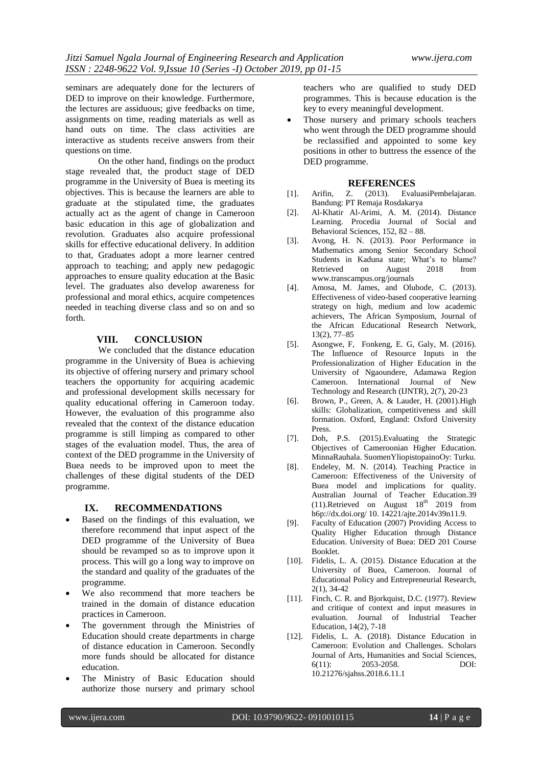seminars are adequately done for the lecturers of DED to improve on their knowledge. Furthermore, the lectures are assiduous; give feedbacks on time, assignments on time, reading materials as well as hand outs on time. The class activities are interactive as students receive answers from their questions on time.

On the other hand, findings on the product stage revealed that, the product stage of DED programme in the University of Buea is meeting its objectives. This is because the learners are able to graduate at the stipulated time, the graduates actually act as the agent of change in Cameroon basic education in this age of globalization and revolution. Graduates also acquire professional skills for effective educational delivery. In addition to that, Graduates adopt a more learner centred approach to teaching; and apply new pedagogic approaches to ensure quality education at the Basic level. The graduates also develop awareness for professional and moral ethics, acquire competences needed in teaching diverse class and so on and so forth.

## VIII. CONCLUSION

We concluded that the distance education programme in the University of Buea is achieving its objective of offering nursery and primary school teachers the opportunity for acquiring academic and professional development skills necessary for quality educational offering in Cameroon today. However, the evaluation of this programme also revealed that the context of the distance education programme is still limping as compared to other stages of the evaluation model. Thus, the area of context of the DED programme in the University of Buea needs to be improved upon to meet the challenges of these digital students of the DED programme.

## IX. RECOMMENDATIONS

- Based on the findings of this evaluation, we therefore recommend that input aspect of the DED programme of the University of Buea should be revamped so as to improve upon it process. This will go a long way to improve on the standard and quality of the graduates of the programme.
- We also recommend that more teachers be trained in the domain of distance education practices in Cameroon.
- The government through the Ministries of Education should create departments in charge of distance education in Cameroon. Secondly more funds should be allocated for distance education.
- The Ministry of Basic Education should authorize those nursery and primary school teachers who are qualified to study DED programmes. This is because education is the key to every meaningful development.
- Those nursery and primary schools teachers who went through the DED programme should be reclassified and appointed to some key positions in other to buttress the essence of the DED programme.

## REFERENCES

[1]. Arifin, Z. (2013). EvaluasiPembelajaran. Bandung: PT Remaja Rosdakarya

[2]. Al-Khatir Al-Arimi, A. M. (2014). Distance Learning. Procedia Journal of Social and Behavioral Sciences, 152, 82 – 88.

[3]. Avong, H. N. (2013). Poor Performance in Mathematics among Senior Secondary School Students in Kaduna state; What's to blame? Retrieved on August 2018 from www.transcampus.org/journals

[4]. Amosa, M. James, and Olubode, C. (2013). Effectiveness of video-based cooperative learning strategy on high, medium and low academic achievers, The African Symposium, Journal of the African Educational Research Network, 13(2), 77–85

[5]. Asongwe, F, Fonkeng, E. G, Galy, M. (2016). The Influence of Resource Inputs in the Professionalization of Higher Education in the University of Ngaoundere, Adamawa Region Cameroon. International Journal of New Technology and Research (IJNTR), 2(7), 20-23

[6]. Brown, P., Green, A. & Lauder, H. (2001).High skills: Globalization, competitiveness and skill formation. Oxford, England: Oxford University Press.

[7]. Doh, P.S. (2015).Evaluating the Strategic Objectives of Cameroonian Higher Education. MinnaRauhala. SuomenYliopistopainoOy: Turku.

[8]. Endeley, M. N. (2014). Teaching Practice in Cameroon: Effectiveness of the University of Buea model and implications for quality. Australian Journal of Teacher Education.39 (11).Retrieved on August 18th 2019 from h6p://dx.doi.org/ 10. 14221/ajte.2014v39n11.9.

[9]. Faculty of Education (2007) Providing Access to Quality Higher Education through Distance Education. University of Buea: DED 201 Course Booklet.

[10]. Fidelis, L. A. (2015). Distance Education at the University of Buea, Cameroon. Journal of Educational Policy and Entrepreneurial Research, 2(1), 34-42

[11]. Finch, C. R. and Bjorkquist, D.C. (1977). Review and critique of context and input measures in evaluation. Journal of Industrial Teacher Education, 14(2), 7-18

[12]. Fidelis, L. A. (2018). Distance Education in Cameroon: Evolution and Challenges. Scholars Journal of Arts, Humanities and Social Sciences, 6(11): 2053-2058. DOI: 10.21276/sjahss.2018.6.11.1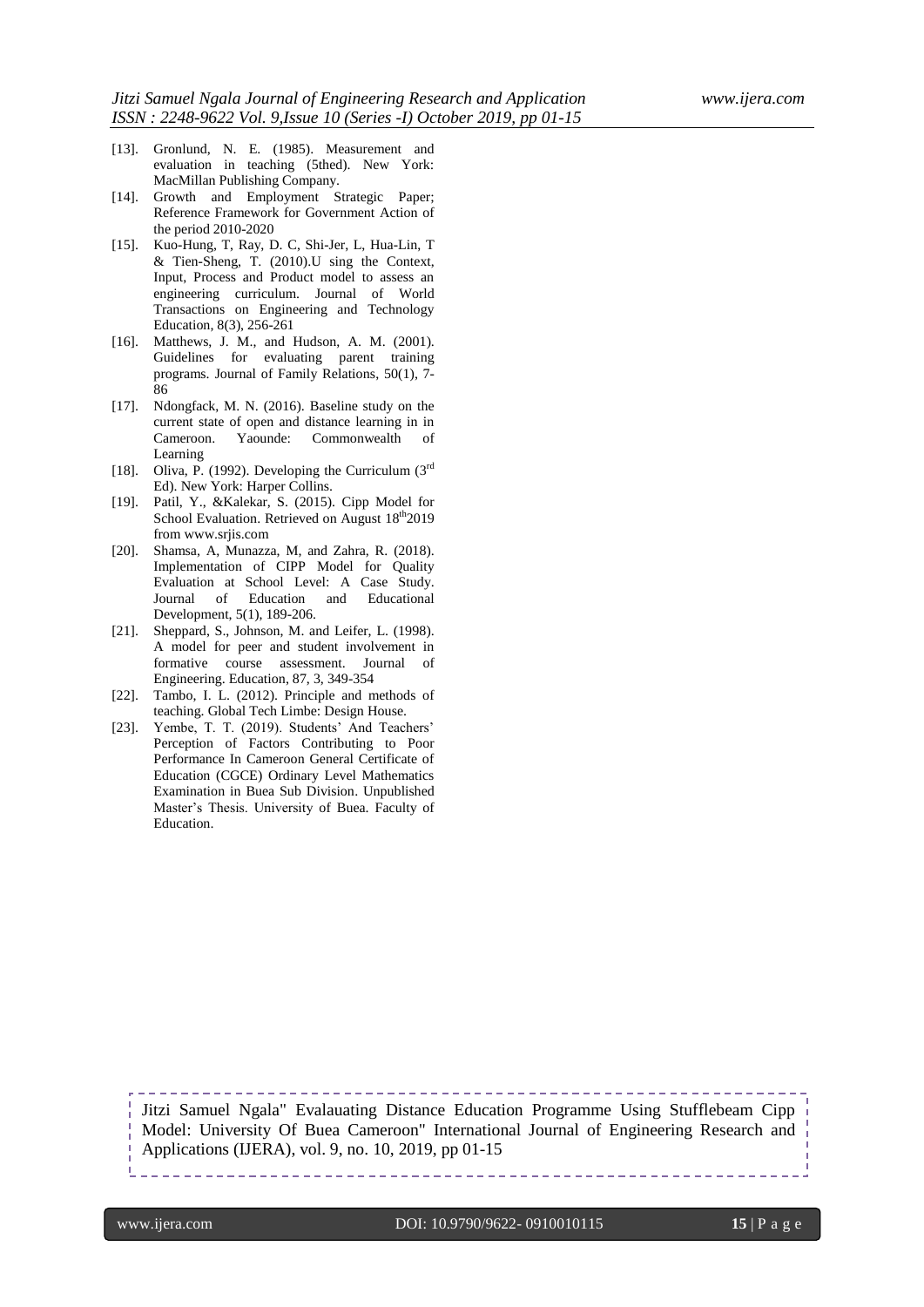[13]. Gronlund, N. E. (1985). Measurement and evaluation in teaching (5thed). New York: MacMillan Publishing Company.

[14]. Growth and Employment Strategic Paper; Reference Framework for Government Action of the period 2010-2020

[15]. Kuo-Hung, T, Ray, D. C, Shi-Jer, L, Hua-Lin, T & Tien-Sheng, T. (2010).U sing the Context, Input, Process and Product model to assess an engineering curriculum. Journal of World Transactions on Engineering and Technology Education, 8(3), 256-261

[16]. Matthews, J. M., and Hudson, A. M. (2001). Guidelines for evaluating parent training programs. Journal of Family Relations, 50(1), 7-86

[17]. Ndongfack, M. N. (2016). Baseline study on the current state of open and distance learning in in Cameroon. Yaounde: Commonwealth of Learning

[18]. Oliva, P. (1992). Developing the Curriculum (3rd Ed). New York: Harper Collins.

[19]. Patil, Y., &Kalekar, S. (2015). Cipp Model for School Evaluation. Retrieved on August 18th2019 from www.srjis.com

[20]. Shamsa, A, Munazza, M, and Zahra, R. (2018). Implementation of CIPP Model for Quality Evaluation at School Level: A Case Study. Journal of Education and Educational Development, 5(1), 189-206.

[21]. Sheppard, S., Johnson, M. and Leifer, L. (1998). A model for peer and student involvement in formative course assessment. Journal of Engineering. Education, 87, 3, 349-354

[22]. Tambo, I. L. (2012). Principle and methods of teaching. Global Tech Limbe: Design House.

[23]. Yembe, T. T. (2019). Students' And Teachers' Perception of Factors Contributing to Poor Performance In Cameroon General Certificate of Education (CGCE) Ordinary Level Mathematics Examination in Buea Sub Division. Unpublished Master's Thesis. University of Buea. Faculty of Education.

Jitzi Samuel Ngala" Evalauating Distance Education Programme Using Stufflebeam Cipp Model: University Of Buea Cameroon" International Journal of Engineering Research and Applications (IJERA), vol. 9, no. 10, 2019, pp 01-15